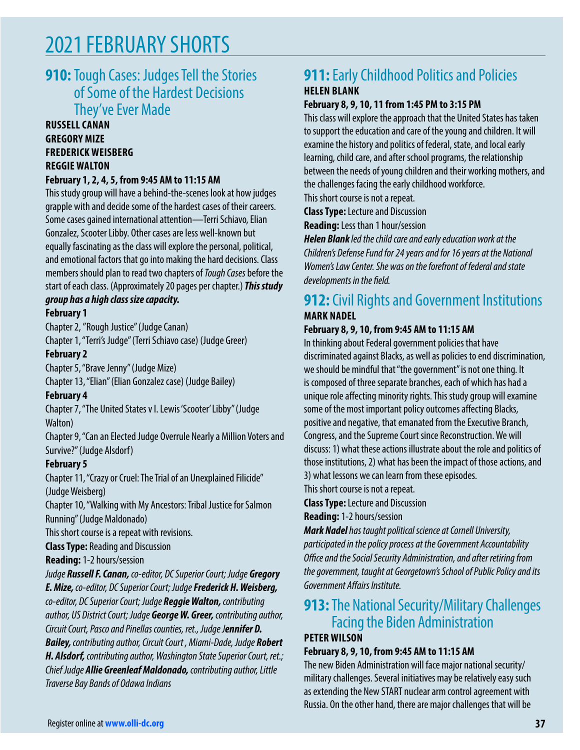# 2021 FEBRUARY SHORTS

## 910: Tough Cases: Judges Tell the Stories of Some of the Hardest Decisions They've Ever Made

**RUSSELL CANAN**
**GREGORY MIZE**
**FREDERICK WEISBERG**
**REGGIE WALTON**

**February 1, 2, 4, 5, from 9:45 AM to 11:15 AM**

This study group will have a behind-the-scenes look at how judges grapple with and decide some of the hardest cases of their careers. Some cases gained international attention—Terri Schiavo, Elian Gonzalez, Scooter Libby. Other cases are less well-known but equally fascinating as the class will explore the personal, political, and emotional factors that go into making the hard decisions. Class members should plan to read two chapters of *Tough Cases* before the start of each class. (Approximately 20 pages per chapter.) ***This study group has a high class size capacity.***

**February 1**

Chapter 2, "Rough Justice" (Judge Canan)

Chapter 1, "Terri's Judge" (Terri Schiavo case) (Judge Greer)

**February 2**

Chapter 5, "Brave Jenny" (Judge Mize)

Chapter 13, "Elian" (Elian Gonzalez case) (Judge Bailey)

**February 4**

Chapter 7, "The United States v I. Lewis 'Scooter' Libby" (Judge Walton)

Chapter 9, "Can an Elected Judge Overrule Nearly a Million Voters and Survive?" (Judge Alsdorf)

**February 5**

Chapter 11, "Crazy or Cruel: The Trial of an Unexplained Filicide" (Judge Weisberg)

Chapter 10, "Walking with My Ancestors: Tribal Justice for Salmon Running" (Judge Maldonado)

This short course is a repeat with revisions.

**Class Type:** Reading and Discussion

**Reading:** 1-2 hours/session

*Judge **Russell F. Canan,** co-editor, DC Superior Court; Judge **Gregory E. Mize,** co-editor, DC Superior Court; Judge **Frederick H. Weisberg,** co-editor, DC Superior Court; Judge **Reggie Walton,** contributing author, US District Court; Judge **George W. Greer,** contributing author, Circuit Court, Pasco and Pinellas counties, ret., Judge J**ennifer D. Bailey,** contributing author, Circuit Court, Miami-Dade, Judge **Robert H. Alsdorf,** contributing author, Washington State Superior Court, ret.; Chief Judge **Allie Greenleaf Maldonado,** contributing author, Little Traverse Bay Bands of Odawa Indians*

## 911: Early Childhood Politics and Policies

**HELEN BLANK**

**February 8, 9, 10, 11 from 1:45 PM to 3:15 PM**

This class will explore the approach that the United States has taken to support the education and care of the young and children. It will examine the history and politics of federal, state, and local early learning, child care, and after school programs, the relationship between the needs of young children and their working mothers, and the challenges facing the early childhood workforce.

This short course is not a repeat.

**Class Type:** Lecture and Discussion

**Reading:** Less than 1 hour/session

***Helen Blank** led the child care and early education work at the Children's Defense Fund for 24 years and for 16 years at the National Women's Law Center. She was on the forefront of federal and state developments in the field.*

## 912: Civil Rights and Government Institutions

**MARK NADEL**

**February 8, 9, 10, from 9:45 AM to 11:15 AM**

In thinking about Federal government policies that have discriminated against Blacks, as well as policies to end discrimination, we should be mindful that "the government" is not one thing. It is composed of three separate branches, each of which has had a unique role affecting minority rights. This study group will examine some of the most important policy outcomes affecting Blacks, positive and negative, that emanated from the Executive Branch, Congress, and the Supreme Court since Reconstruction. We will discuss: 1) what these actions illustrate about the role and politics of those institutions, 2) what has been the impact of those actions, and 3) what lessons we can learn from these episodes.

This short course is not a repeat.

**Class Type:** Lecture and Discussion

**Reading:** 1-2 hours/session

***Mark Nadel** has taught political science at Cornell University, participated in the policy process at the Government Accountability Office and the Social Security Administration, and after retiring from the government, taught at Georgetown's School of Public Policy and its Government Affairs Institute.*

## 913: The National Security/Military Challenges Facing the Biden Administration

**PETER WILSON**

**February 8, 9, 10, from 9:45 AM to 11:15 AM**

The new Biden Administration will face major national security/ military challenges. Several initiatives may be relatively easy such as extending the New START nuclear arm control agreement with Russia. On the other hand, there are major challenges that will be

Register online at **www.olli-dc.org**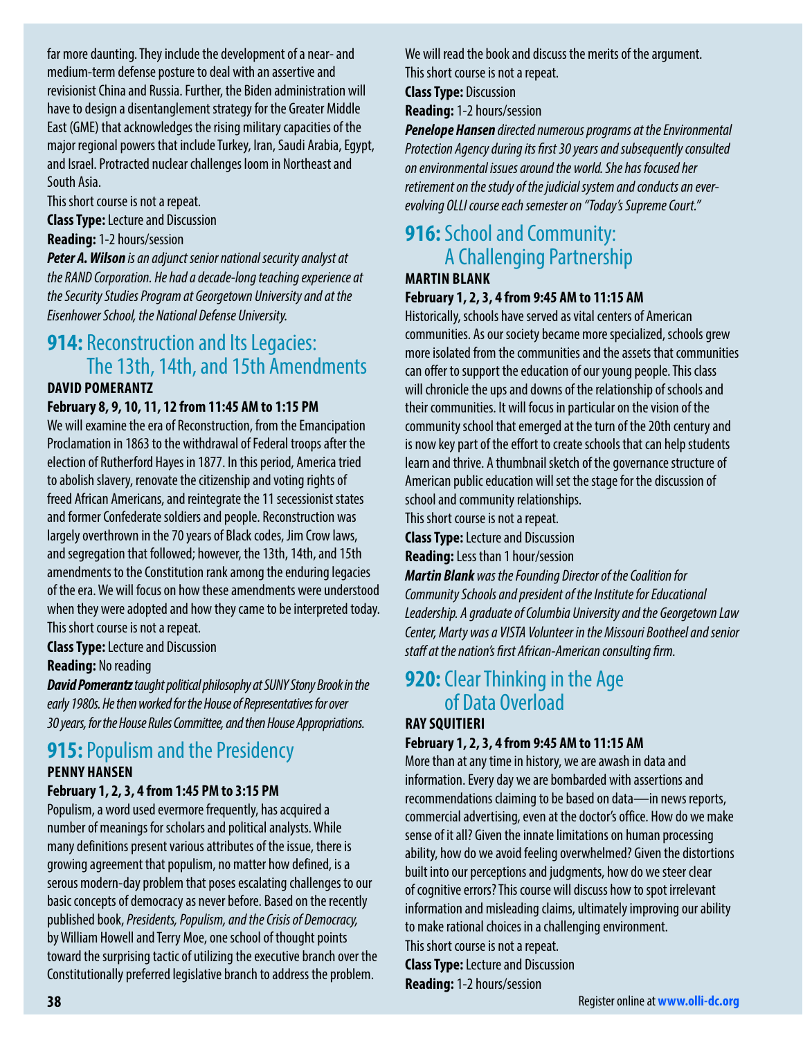far more daunting. They include the development of a near- and medium-term defense posture to deal with an assertive and revisionist China and Russia. Further, the Biden administration will have to design a disentanglement strategy for the Greater Middle East (GME) that acknowledges the rising military capacities of the major regional powers that include Turkey, Iran, Saudi Arabia, Egypt, and Israel. Protracted nuclear challenges loom in Northeast and South Asia.

This short course is not a repeat.

**Class Type:** Lecture and Discussion

**Reading:** 1-2 hours/session

***Peter A. Wilson*** *is an adjunct senior national security analyst at the RAND Corporation. He had a decade-long teaching experience at the Security Studies Program at Georgetown University and at the Eisenhower School, the National Defense University.*

## 914: Reconstruction and Its Legacies: The 13th, 14th, and 15th Amendments

**DAVID POMERANTZ**

**February 8, 9, 10, 11, 12 from 11:45 AM to 1:15 PM**

We will examine the era of Reconstruction, from the Emancipation Proclamation in 1863 to the withdrawal of Federal troops after the election of Rutherford Hayes in 1877. In this period, America tried to abolish slavery, renovate the citizenship and voting rights of freed African Americans, and reintegrate the 11 secessionist states and former Confederate soldiers and people. Reconstruction was largely overthrown in the 70 years of Black codes, Jim Crow laws, and segregation that followed; however, the 13th, 14th, and 15th amendments to the Constitution rank among the enduring legacies of the era. We will focus on how these amendments were understood when they were adopted and how they came to be interpreted today.

This short course is not a repeat.

**Class Type:** Lecture and Discussion

**Reading:** No reading

***David Pomerantz*** *taught political philosophy at SUNY Stony Brook in the early 1980s. He then worked for the House of Representatives for over 30 years, for the House Rules Committee, and then House Appropriations.*

## 915: Populism and the Presidency

**PENNY HANSEN**

**February 1, 2, 3, 4 from 1:45 PM to 3:15 PM**

Populism, a word used evermore frequently, has acquired a number of meanings for scholars and political analysts. While many definitions present various attributes of the issue, there is growing agreement that populism, no matter how defined, is a serous modern-day problem that poses escalating challenges to our basic concepts of democracy as never before. Based on the recently published book, *Presidents, Populism, and the Crisis of Democracy,* by William Howell and Terry Moe, one school of thought points toward the surprising tactic of utilizing the executive branch over the Constitutionally preferred legislative branch to address the problem. We will read the book and discuss the merits of the argument.

This short course is not a repeat.

**Class Type:** Discussion

**Reading:** 1-2 hours/session

***Penelope Hansen*** *directed numerous programs at the Environmental Protection Agency during its first 30 years and subsequently consulted on environmental issues around the world. She has focused her retirement on the study of the judicial system and conducts an ever-evolving OLLI course each semester on "Today's Supreme Court."*

## 916: School and Community: A Challenging Partnership

**MARTIN BLANK**

**February 1, 2, 3, 4 from 9:45 AM to 11:15 AM**

Historically, schools have served as vital centers of American communities. As our society became more specialized, schools grew more isolated from the communities and the assets that communities can offer to support the education of our young people. This class will chronicle the ups and downs of the relationship of schools and their communities. It will focus in particular on the vision of the community school that emerged at the turn of the 20th century and is now key part of the effort to create schools that can help students learn and thrive. A thumbnail sketch of the governance structure of American public education will set the stage for the discussion of school and community relationships.

This short course is not a repeat.

**Class Type:** Lecture and Discussion

**Reading:** Less than 1 hour/session

***Martin Blank*** *was the Founding Director of the Coalition for Community Schools and president of the Institute for Educational Leadership. A graduate of Columbia University and the Georgetown Law Center, Marty was a VISTA Volunteer in the Missouri Bootheel and senior staff at the nation's first African-American consulting firm.*

## 920: Clear Thinking in the Age of Data Overload

**RAY SQUITIERI**

**February 1, 2, 3, 4 from 9:45 AM to 11:15 AM**

More than at any time in history, we are awash in data and information. Every day we are bombarded with assertions and recommendations claiming to be based on data—in news reports, commercial advertising, even at the doctor's office. How do we make sense of it all? Given the innate limitations on human processing ability, how do we avoid feeling overwhelmed? Given the distortions built into our perceptions and judgments, how do we steer clear of cognitive errors? This course will discuss how to spot irrelevant information and misleading claims, ultimately improving our ability to make rational choices in a challenging environment.

This short course is not a repeat.

**Class Type:** Lecture and Discussion

**Reading:** 1-2 hours/session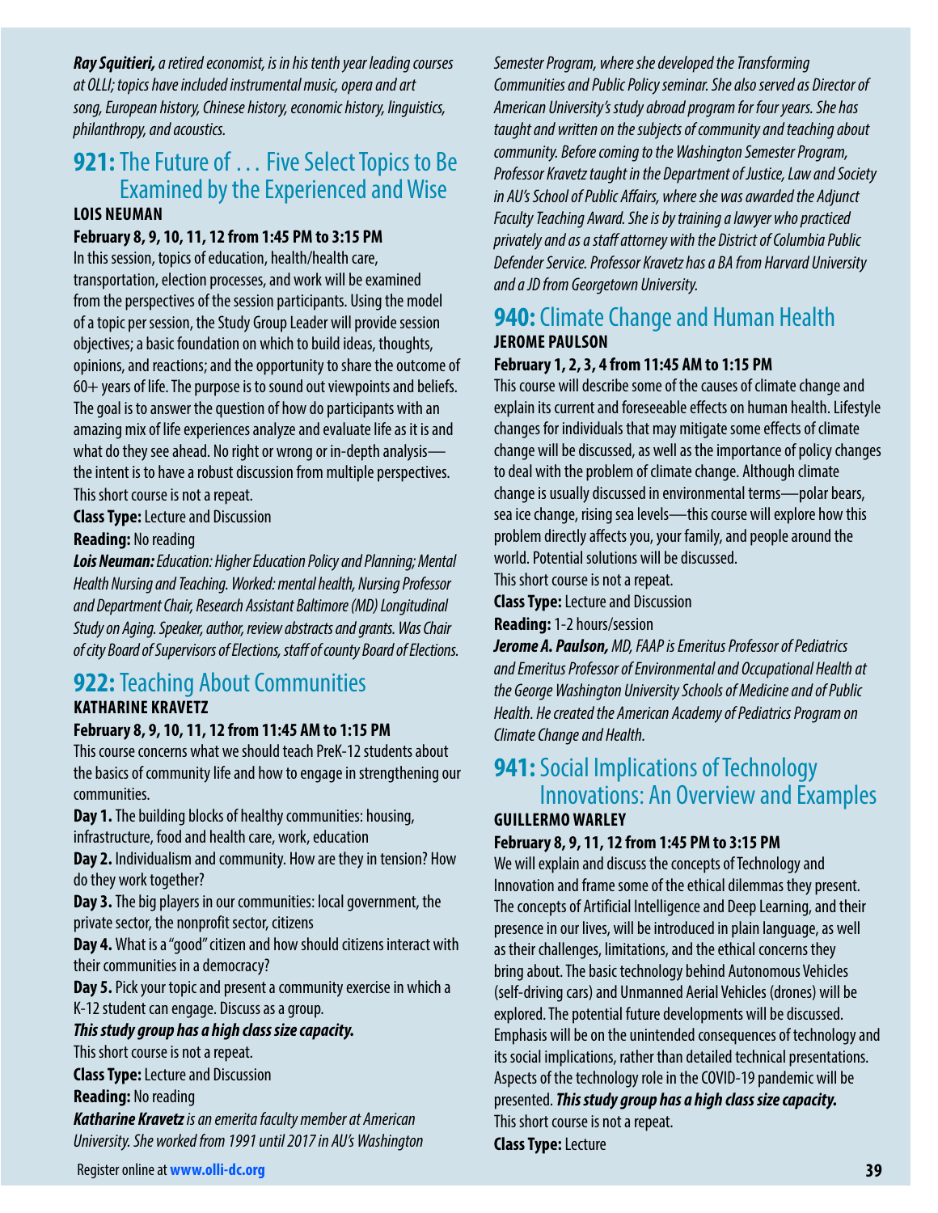***Ray Squitieri,*** *a retired economist, is in his tenth year leading courses at OLLI; topics have included instrumental music, opera and art song, European history, Chinese history, economic history, linguistics, philanthropy, and acoustics.*

## 921: The Future of . . . Five Select Topics to Be Examined by the Experienced and Wise

**LOIS NEUMAN**

**February 8, 9, 10, 11, 12 from 1:45 PM to 3:15 PM**

In this session, topics of education, health/health care, transportation, election processes, and work will be examined from the perspectives of the session participants. Using the model of a topic per session, the Study Group Leader will provide session objectives; a basic foundation on which to build ideas, thoughts, opinions, and reactions; and the opportunity to share the outcome of 60+ years of life. The purpose is to sound out viewpoints and beliefs. The goal is to answer the question of how do participants with an amazing mix of life experiences analyze and evaluate life as it is and what do they see ahead. No right or wrong or in-depth analysis—the intent is to have a robust discussion from multiple perspectives. This short course is not a repeat.

**Class Type:** Lecture and Discussion

**Reading:** No reading

***Lois Neuman:*** *Education: Higher Education Policy and Planning; Mental Health Nursing and Teaching. Worked: mental health, Nursing Professor and Department Chair, Research Assistant Baltimore (MD) Longitudinal Study on Aging. Speaker, author, review abstracts and grants. Was Chair of city Board of Supervisors of Elections, staff of county Board of Elections.*

## 922: Teaching About Communities

**KATHARINE KRAVETZ**

**February 8, 9, 10, 11, 12 from 11:45 AM to 1:15 PM**

This course concerns what we should teach PreK-12 students about the basics of community life and how to engage in strengthening our communities.

**Day 1.** The building blocks of healthy communities: housing, infrastructure, food and health care, work, education

**Day 2.** Individualism and community. How are they in tension? How do they work together?

**Day 3.** The big players in our communities: local government, the private sector, the nonprofit sector, citizens

**Day 4.** What is a "good" citizen and how should citizens interact with their communities in a democracy?

**Day 5.** Pick your topic and present a community exercise in which a K-12 student can engage. Discuss as a group.

***This study group has a high class size capacity.***

This short course is not a repeat.

**Class Type:** Lecture and Discussion

**Reading:** No reading

***Katharine Kravetz*** *is an emerita faculty member at American University. She worked from 1991 until 2017 in AU's Washington Semester Program, where she developed the Transforming Communities and Public Policy seminar. She also served as Director of American University's study abroad program for four years. She has taught and written on the subjects of community and teaching about community. Before coming to the Washington Semester Program, Professor Kravetz taught in the Department of Justice, Law and Society in AU's School of Public Affairs, where she was awarded the Adjunct Faculty Teaching Award. She is by training a lawyer who practiced privately and as a staff attorney with the District of Columbia Public Defender Service. Professor Kravetz has a BA from Harvard University and a JD from Georgetown University.*

## 940: Climate Change and Human Health

**JEROME PAULSON**

**February 1, 2, 3, 4 from 11:45 AM to 1:15 PM**

This course will describe some of the causes of climate change and explain its current and foreseeable effects on human health. Lifestyle changes for individuals that may mitigate some effects of climate change will be discussed, as well as the importance of policy changes to deal with the problem of climate change. Although climate change is usually discussed in environmental terms—polar bears, sea ice change, rising sea levels—this course will explore how this problem directly affects you, your family, and people around the world. Potential solutions will be discussed.

This short course is not a repeat.

**Class Type:** Lecture and Discussion

**Reading:** 1-2 hours/session

***Jerome A. Paulson,*** *MD, FAAP is Emeritus Professor of Pediatrics and Emeritus Professor of Environmental and Occupational Health at the George Washington University Schools of Medicine and of Public Health. He created the American Academy of Pediatrics Program on Climate Change and Health.*

## 941: Social Implications of Technology Innovations: An Overview and Examples

**GUILLERMO WARLEY**

**February 8, 9, 11, 12 from 1:45 PM to 3:15 PM**

We will explain and discuss the concepts of Technology and Innovation and frame some of the ethical dilemmas they present. The concepts of Artificial Intelligence and Deep Learning, and their presence in our lives, will be introduced in plain language, as well as their challenges, limitations, and the ethical concerns they bring about. The basic technology behind Autonomous Vehicles (self-driving cars) and Unmanned Aerial Vehicles (drones) will be explored. The potential future developments will be discussed. Emphasis will be on the unintended consequences of technology and its social implications, rather than detailed technical presentations. Aspects of the technology role in the COVID-19 pandemic will be presented. ***This study group has a high class size capacity.***

This short course is not a repeat.

**Class Type:** Lecture

Register online at **www.olli-dc.org**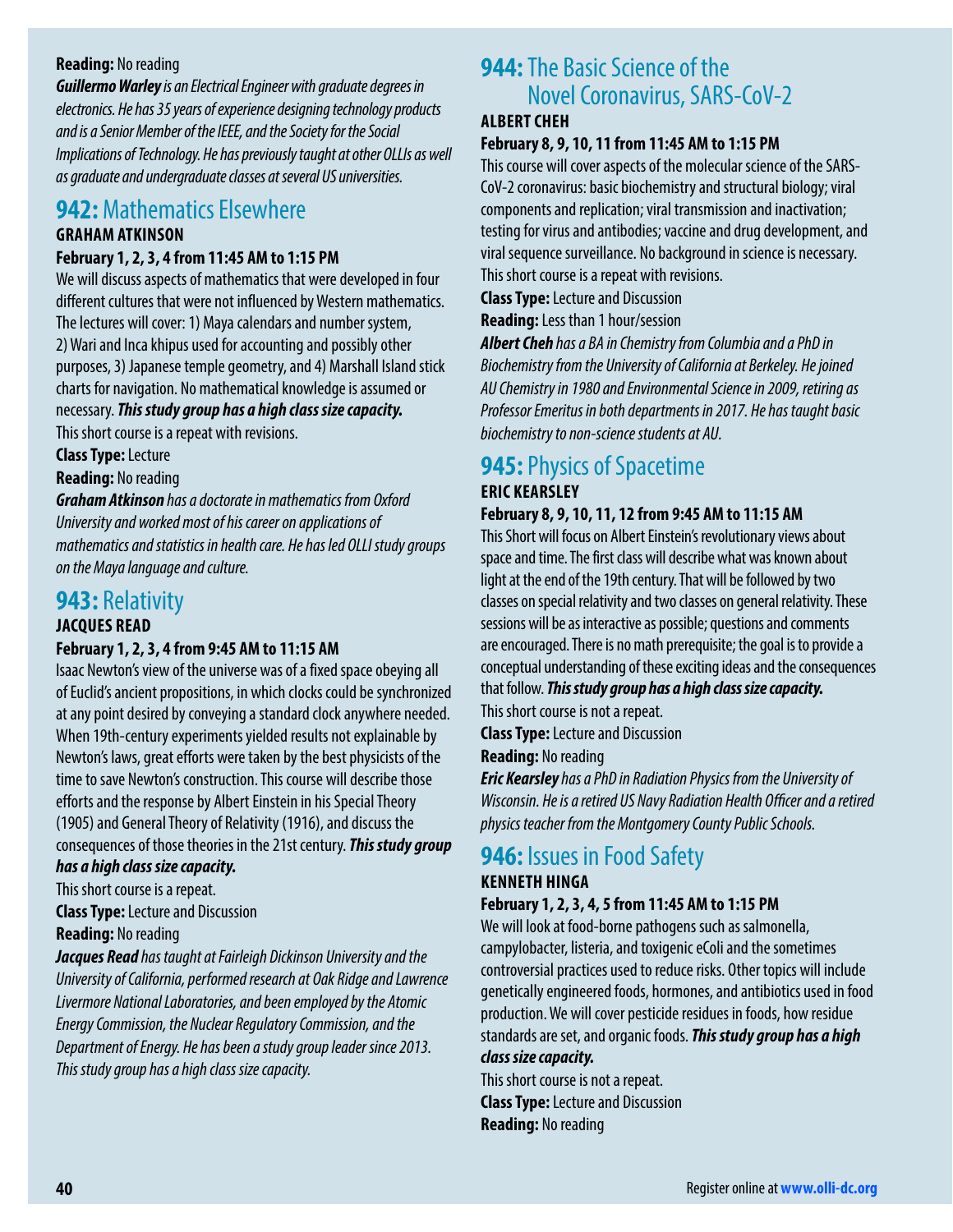**Reading:** No reading

***Guillermo Warley*** *is an Electrical Engineer with graduate degrees in electronics. He has 35 years of experience designing technology products and is a Senior Member of the IEEE, and the Society for the Social Implications of Technology. He has previously taught at other OLLIs as well as graduate and undergraduate classes at several US universities.*

## **942:** Mathematics Elsewhere

**GRAHAM ATKINSON**

**February 1, 2, 3, 4 from 11:45 AM to 1:15 PM**

We will discuss aspects of mathematics that were developed in four different cultures that were not influenced by Western mathematics. The lectures will cover: 1) Maya calendars and number system, 2) Wari and Inca khipus used for accounting and possibly other purposes, 3) Japanese temple geometry, and 4) Marshall Island stick charts for navigation. No mathematical knowledge is assumed or necessary. ***This study group has a high class size capacity.***

This short course is a repeat with revisions.

**Class Type:** Lecture

**Reading:** No reading

***Graham Atkinson*** *has a doctorate in mathematics from Oxford University and worked most of his career on applications of mathematics and statistics in health care. He has led OLLI study groups on the Maya language and culture.*

## **943:** Relativity

**JACQUES READ**

**February 1, 2, 3, 4 from 9:45 AM to 11:15 AM**

Isaac Newton's view of the universe was of a fixed space obeying all of Euclid's ancient propositions, in which clocks could be synchronized at any point desired by conveying a standard clock anywhere needed. When 19th-century experiments yielded results not explainable by Newton's laws, great efforts were taken by the best physicists of the time to save Newton's construction. This course will describe those efforts and the response by Albert Einstein in his Special Theory (1905) and General Theory of Relativity (1916), and discuss the consequences of those theories in the 21st century. ***This study group has a high class size capacity.***

This short course is a repeat.

**Class Type:** Lecture and Discussion

**Reading:** No reading

***Jacques Read*** *has taught at Fairleigh Dickinson University and the University of California, performed research at Oak Ridge and Lawrence Livermore National Laboratories, and been employed by the Atomic Energy Commission, the Nuclear Regulatory Commission, and the Department of Energy. He has been a study group leader since 2013. This study group has a high class size capacity.*

## **944:** The Basic Science of the Novel Coronavirus, SARS-CoV-2

**ALBERT CHEH**

**February 8, 9, 10, 11 from 11:45 AM to 1:15 PM**

This course will cover aspects of the molecular science of the SARS-CoV-2 coronavirus: basic biochemistry and structural biology; viral components and replication; viral transmission and inactivation; testing for virus and antibodies; vaccine and drug development, and viral sequence surveillance. No background in science is necessary. This short course is a repeat with revisions.

**Class Type:** Lecture and Discussion

**Reading:** Less than 1 hour/session

***Albert Cheh*** *has a BA in Chemistry from Columbia and a PhD in Biochemistry from the University of California at Berkeley. He joined AU Chemistry in 1980 and Environmental Science in 2009, retiring as Professor Emeritus in both departments in 2017. He has taught basic biochemistry to non-science students at AU.*

## **945:** Physics of Spacetime

**ERIC KEARSLEY**

**February 8, 9, 10, 11, 12 from 9:45 AM to 11:15 AM**

This Short will focus on Albert Einstein's revolutionary views about space and time. The first class will describe what was known about light at the end of the 19th century. That will be followed by two classes on special relativity and two classes on general relativity. These sessions will be as interactive as possible; questions and comments are encouraged. There is no math prerequisite; the goal is to provide a conceptual understanding of these exciting ideas and the consequences that follow. ***This study group has a high class size capacity.***

This short course is not a repeat.

**Class Type:** Lecture and Discussion

**Reading:** No reading

***Eric Kearsley*** *has a PhD in Radiation Physics from the University of Wisconsin. He is a retired US Navy Radiation Health Officer and a retired physics teacher from the Montgomery County Public Schools.*

## **946:** Issues in Food Safety

**KENNETH HINGA**

**February 1, 2, 3, 4, 5 from 11:45 AM to 1:15 PM**

We will look at food-borne pathogens such as salmonella, campylobacter, listeria, and toxigenic eColi and the sometimes controversial practices used to reduce risks. Other topics will include genetically engineered foods, hormones, and antibiotics used in food production. We will cover pesticide residues in foods, how residue standards are set, and organic foods. ***This study group has a high class size capacity.***

This short course is not a repeat.

**Class Type:** Lecture and Discussion

**Reading:** No reading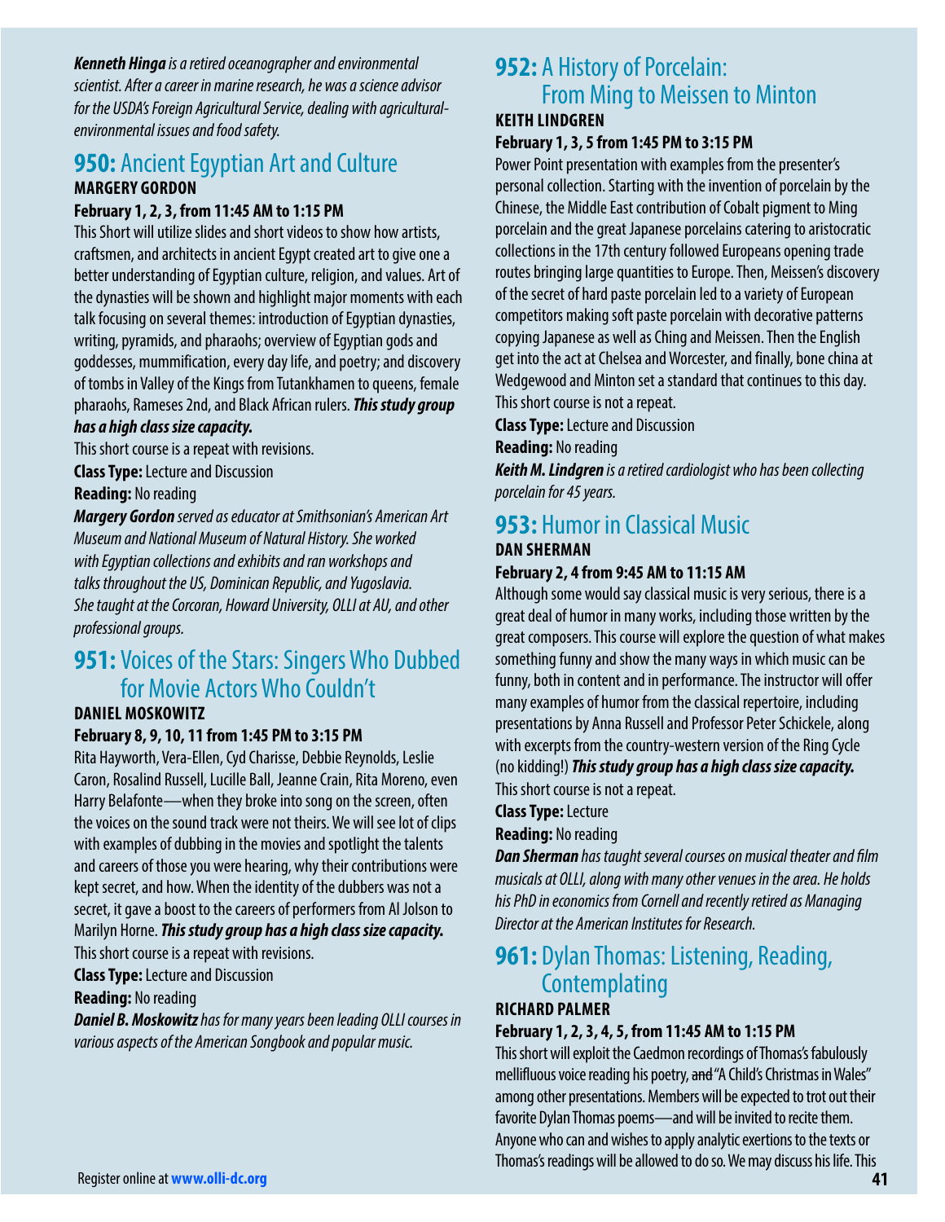***Kenneth Hinga*** *is a retired oceanographer and environmental scientist. After a career in marine research, he was a science advisor for the USDA's Foreign Agricultural Service, dealing with agricultural-environmental issues and food safety.*

## **950:** Ancient Egyptian Art and Culture

**MARGERY GORDON**

**February 1, 2, 3, from 11:45 AM to 1:15 PM**

This Short will utilize slides and short videos to show how artists, craftsmen, and architects in ancient Egypt created art to give one a better understanding of Egyptian culture, religion, and values. Art of the dynasties will be shown and highlight major moments with each talk focusing on several themes: introduction of Egyptian dynasties, writing, pyramids, and pharaohs; overview of Egyptian gods and goddesses, mummification, every day life, and poetry; and discovery of tombs in Valley of the Kings from Tutankhamen to queens, female pharaohs, Rameses 2nd, and Black African rulers. ***This study group has a high class size capacity.***

This short course is a repeat with revisions.

**Class Type:** Lecture and Discussion

**Reading:** No reading

***Margery Gordon*** *served as educator at Smithsonian's American Art Museum and National Museum of Natural History. She worked with Egyptian collections and exhibits and ran workshops and talks throughout the US, Dominican Republic, and Yugoslavia. She taught at the Corcoran, Howard University, OLLI at AU, and other professional groups.*

## **951:** Voices of the Stars: Singers Who Dubbed for Movie Actors Who Couldn't

**DANIEL MOSKOWITZ**

**February 8, 9, 10, 11 from 1:45 PM to 3:15 PM**

Rita Hayworth, Vera-Ellen, Cyd Charisse, Debbie Reynolds, Leslie Caron, Rosalind Russell, Lucille Ball, Jeanne Crain, Rita Moreno, even Harry Belafonte—when they broke into song on the screen, often the voices on the sound track were not theirs. We will see lot of clips with examples of dubbing in the movies and spotlight the talents and careers of those you were hearing, why their contributions were kept secret, and how. When the identity of the dubbers was not a secret, it gave a boost to the careers of performers from Al Jolson to Marilyn Horne. ***This study group has a high class size capacity.***

This short course is a repeat with revisions.

**Class Type:** Lecture and Discussion

**Reading:** No reading

***Daniel B. Moskowitz*** *has for many years been leading OLLI courses in various aspects of the American Songbook and popular music.*

## **952:** A History of Porcelain: From Ming to Meissen to Minton

**KEITH LINDGREN**

**February 1, 3, 5 from 1:45 PM to 3:15 PM**

Power Point presentation with examples from the presenter's personal collection. Starting with the invention of porcelain by the Chinese, the Middle East contribution of Cobalt pigment to Ming porcelain and the great Japanese porcelains catering to aristocratic collections in the 17th century followed Europeans opening trade routes bringing large quantities to Europe. Then, Meissen's discovery of the secret of hard paste porcelain led to a variety of European competitors making soft paste porcelain with decorative patterns copying Japanese as well as Ching and Meissen. Then the English get into the act at Chelsea and Worcester, and finally, bone china at Wedgewood and Minton set a standard that continues to this day. This short course is not a repeat.

**Class Type:** Lecture and Discussion

**Reading:** No reading

***Keith M. Lindgren*** *is a retired cardiologist who has been collecting porcelain for 45 years.*

## **953:** Humor in Classical Music

**DAN SHERMAN**

**February 2, 4 from 9:45 AM to 11:15 AM**

Although some would say classical music is very serious, there is a great deal of humor in many works, including those written by the great composers. This course will explore the question of what makes something funny and show the many ways in which music can be funny, both in content and in performance. The instructor will offer many examples of humor from the classical repertoire, including presentations by Anna Russell and Professor Peter Schickele, along with excerpts from the country-western version of the Ring Cycle (no kidding!) ***This study group has a high class size capacity.***

This short course is not a repeat.

**Class Type:** Lecture

**Reading:** No reading

***Dan Sherman*** *has taught several courses on musical theater and film musicals at OLLI, along with many other venues in the area. He holds his PhD in economics from Cornell and recently retired as Managing Director at the American Institutes for Research.*

## **961:** Dylan Thomas: Listening, Reading, Contemplating

**RICHARD PALMER**

**February 1, 2, 3, 4, 5, from 11:45 AM to 1:15 PM**

This short will exploit the Caedmon recordings of Thomas's fabulously mellifluous voice reading his poetry, ~~and~~ "A Child's Christmas in Wales" among other presentations. Members will be expected to trot out their favorite Dylan Thomas poems—and will be invited to recite them. Anyone who can and wishes to apply analytic exertions to the texts or Thomas's readings will be allowed to do so. We may discuss his life. This

Register online at **www.olli-dc.org**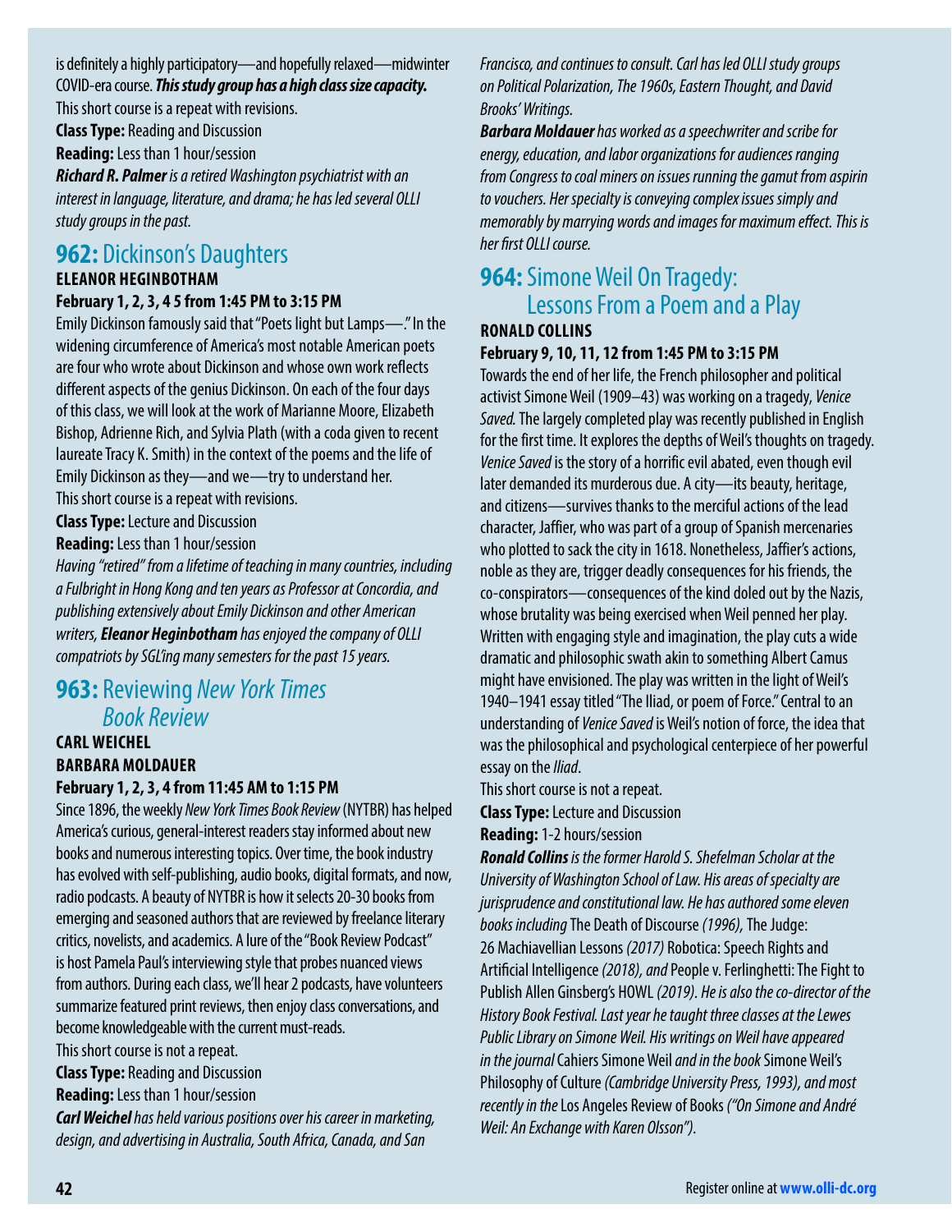is definitely a highly participatory—and hopefully relaxed—midwinter COVID-era course. ***This study group has a high class size capacity.***

This short course is a repeat with revisions.

**Class Type:** Reading and Discussion

**Reading:** Less than 1 hour/session

***Richard R. Palmer*** *is a retired Washington psychiatrist with an interest in language, literature, and drama; he has led several OLLI study groups in the past.*

## 962: Dickinson's Daughters

**ELEANOR HEGINBOTHAM**

**February 1, 2, 3, 4 5 from 1:45 PM to 3:15 PM**

Emily Dickinson famously said that "Poets light but Lamps—." In the widening circumference of America's most notable American poets are four who wrote about Dickinson and whose own work reflects different aspects of the genius Dickinson. On each of the four days of this class, we will look at the work of Marianne Moore, Elizabeth Bishop, Adrienne Rich, and Sylvia Plath (with a coda given to recent laureate Tracy K. Smith) in the context of the poems and the life of Emily Dickinson as they—and we—try to understand her.

This short course is a repeat with revisions.

**Class Type:** Lecture and Discussion

**Reading:** Less than 1 hour/session

*Having "retired" from a lifetime of teaching in many countries, including a Fulbright in Hong Kong and ten years as Professor at Concordia, and publishing extensively about Emily Dickinson and other American writers,* ***Eleanor Heginbotham*** *has enjoyed the company of OLLI compatriots by SGL'ing many semesters for the past 15 years.*

## 963: Reviewing *New York Times Book Review*

**CARL WEICHEL**

**BARBARA MOLDAUER**

**February 1, 2, 3, 4 from 11:45 AM to 1:15 PM**

Since 1896, the weekly *New York Times Book Review* (NYTBR) has helped America's curious, general-interest readers stay informed about new books and numerous interesting topics. Over time, the book industry has evolved with self-publishing, audio books, digital formats, and now, radio podcasts. A beauty of NYTBR is how it selects 20-30 books from emerging and seasoned authors that are reviewed by freelance literary critics, novelists, and academics. A lure of the "Book Review Podcast" is host Pamela Paul's interviewing style that probes nuanced views from authors. During each class, we'll hear 2 podcasts, have volunteers summarize featured print reviews, then enjoy class conversations, and become knowledgeable with the current must-reads.

This short course is not a repeat.

**Class Type:** Reading and Discussion

**Reading:** Less than 1 hour/session

***Carl Weichel*** *has held various positions over his career in marketing, design, and advertising in Australia, South Africa, Canada, and San Francisco, and continues to consult. Carl has led OLLI study groups on Political Polarization, The 1960s, Eastern Thought, and David Brooks' Writings.*

***Barbara Moldauer*** *has worked as a speechwriter and scribe for energy, education, and labor organizations for audiences ranging from Congress to coal miners on issues running the gamut from aspirin to vouchers. Her specialty is conveying complex issues simply and memorably by marrying words and images for maximum effect. This is her first OLLI course.*

## 964: Simone Weil On Tragedy: Lessons From a Poem and a Play

**RONALD COLLINS**

**February 9, 10, 11, 12 from 1:45 PM to 3:15 PM**

Towards the end of her life, the French philosopher and political activist Simone Weil (1909–43) was working on a tragedy, *Venice Saved.* The largely completed play was recently published in English for the first time. It explores the depths of Weil's thoughts on tragedy. *Venice Saved* is the story of a horrific evil abated, even though evil later demanded its murderous due. A city—its beauty, heritage, and citizens—survives thanks to the merciful actions of the lead character, Jaffier, who was part of a group of Spanish mercenaries who plotted to sack the city in 1618. Nonetheless, Jaffier's actions, noble as they are, trigger deadly consequences for his friends, the co-conspirators—consequences of the kind doled out by the Nazis, whose brutality was being exercised when Weil penned her play. Written with engaging style and imagination, the play cuts a wide dramatic and philosophic swath akin to something Albert Camus might have envisioned. The play was written in the light of Weil's 1940–1941 essay titled "The Iliad, or poem of Force." Central to an understanding of *Venice Saved* is Weil's notion of force, the idea that was the philosophical and psychological centerpiece of her powerful essay on the *Iliad*.

This short course is not a repeat.

**Class Type:** Lecture and Discussion

**Reading:** 1-2 hours/session

***Ronald Collins*** *is the former Harold S. Shefelman Scholar at the University of Washington School of Law. His areas of specialty are jurisprudence and constitutional law. He has authored some eleven books including* The Death of Discourse *(1996),* The Judge: 26 Machiavellian Lessons *(2017)* Robotica: Speech Rights and Artificial Intelligence *(2018), and* People v. Ferlinghetti: The Fight to Publish Allen Ginsberg's HOWL *(2019). He is also the co-director of the History Book Festival. Last year he taught three classes at the Lewes Public Library on Simone Weil. His writings on Weil have appeared in the journal* Cahiers Simone Weil *and in the book* Simone Weil's Philosophy of Culture *(Cambridge University Press, 1993), and most recently in the* Los Angeles Review of Books *("On Simone and André Weil: An Exchange with Karen Olsson").*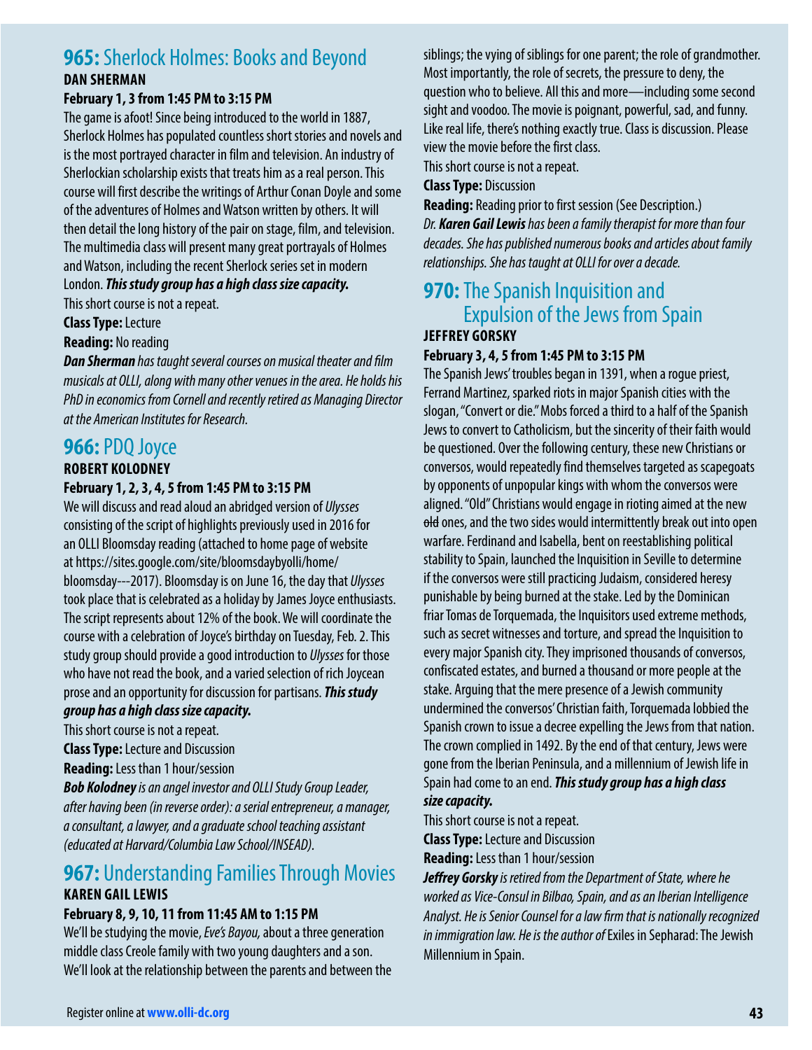## 965: Sherlock Holmes: Books and Beyond

**DAN SHERMAN**

**February 1, 3 from 1:45 PM to 3:15 PM**

The game is afoot! Since being introduced to the world in 1887, Sherlock Holmes has populated countless short stories and novels and is the most portrayed character in film and television. An industry of Sherlockian scholarship exists that treats him as a real person. This course will first describe the writings of Arthur Conan Doyle and some of the adventures of Holmes and Watson written by others. It will then detail the long history of the pair on stage, film, and television. The multimedia class will present many great portrayals of Holmes and Watson, including the recent Sherlock series set in modern London. ***This study group has a high class size capacity.***

This short course is not a repeat.

**Class Type:** Lecture

**Reading:** No reading

***Dan Sherman*** *has taught several courses on musical theater and film musicals at OLLI, along with many other venues in the area. He holds his PhD in economics from Cornell and recently retired as Managing Director at the American Institutes for Research.*

## 966: PDQ Joyce

**ROBERT KOLODNEY**

**February 1, 2, 3, 4, 5 from 1:45 PM to 3:15 PM**

We will discuss and read aloud an abridged version of *Ulysses* consisting of the script of highlights previously used in 2016 for an OLLI Bloomsday reading (attached to home page of website at https://sites.google.com/site/bloomsdaybyolli/home/bloomsday---2017). Bloomsday is on June 16, the day that *Ulysses* took place that is celebrated as a holiday by James Joyce enthusiasts. The script represents about 12% of the book. We will coordinate the course with a celebration of Joyce's birthday on Tuesday, Feb. 2. This study group should provide a good introduction to *Ulysses* for those who have not read the book, and a varied selection of rich Joycean prose and an opportunity for discussion for partisans. ***This study group has a high class size capacity.***

This short course is not a repeat.

**Class Type:** Lecture and Discussion

**Reading:** Less than 1 hour/session

***Bob Kolodney*** *is an angel investor and OLLI Study Group Leader, after having been (in reverse order): a serial entrepreneur, a manager, a consultant, a lawyer, and a graduate school teaching assistant (educated at Harvard/Columbia Law School/INSEAD).*

## 967: Understanding Families Through Movies

**KAREN GAIL LEWIS**

**February 8, 9, 10, 11 from 11:45 AM to 1:15 PM**

We'll be studying the movie, *Eve's Bayou,* about a three generation middle class Creole family with two young daughters and a son. We'll look at the relationship between the parents and between the siblings; the vying of siblings for one parent; the role of grandmother. Most importantly, the role of secrets, the pressure to deny, the question who to believe. All this and more—including some second sight and voodoo. The movie is poignant, powerful, sad, and funny. Like real life, there's nothing exactly true. Class is discussion. Please view the movie before the first class.

This short course is not a repeat.

**Class Type:** Discussion

**Reading:** Reading prior to first session (See Description.)

*Dr.* ***Karen Gail Lewis*** *has been a family therapist for more than four decades. She has published numerous books and articles about family relationships. She has taught at OLLI for over a decade.*

## 970: The Spanish Inquisition and Expulsion of the Jews from Spain

**JEFFREY GORSKY**

**February 3, 4, 5 from 1:45 PM to 3:15 PM**

The Spanish Jews' troubles began in 1391, when a rogue priest, Ferrand Martinez, sparked riots in major Spanish cities with the slogan, "Convert or die." Mobs forced a third to a half of the Spanish Jews to convert to Catholicism, but the sincerity of their faith would be questioned. Over the following century, these new Christians or conversos, would repeatedly find themselves targeted as scapegoats by opponents of unpopular kings with whom the conversos were aligned. "Old" Christians would engage in rioting aimed at the new ~~old~~ ones, and the two sides would intermittently break out into open warfare. Ferdinand and Isabella, bent on reestablishing political stability to Spain, launched the Inquisition in Seville to determine if the conversos were still practicing Judaism, considered heresy punishable by being burned at the stake. Led by the Dominican friar Tomas de Torquemada, the Inquisitors used extreme methods, such as secret witnesses and torture, and spread the Inquisition to every major Spanish city. They imprisoned thousands of conversos, confiscated estates, and burned a thousand or more people at the stake. Arguing that the mere presence of a Jewish community undermined the conversos' Christian faith, Torquemada lobbied the Spanish crown to issue a decree expelling the Jews from that nation. The crown complied in 1492. By the end of that century, Jews were gone from the Iberian Peninsula, and a millennium of Jewish life in Spain had come to an end. ***This study group has a high class size capacity.***

This short course is not a repeat.

**Class Type:** Lecture and Discussion

**Reading:** Less than 1 hour/session

***Jeffrey Gorsky*** *is retired from the Department of State, where he worked as Vice-Consul in Bilbao, Spain, and as an Iberian Intelligence Analyst. He is Senior Counsel for a law firm that is nationally recognized in immigration law. He is the author of* Exiles in Sepharad: The Jewish Millennium in Spain.

Register online at **www.olli-dc.org**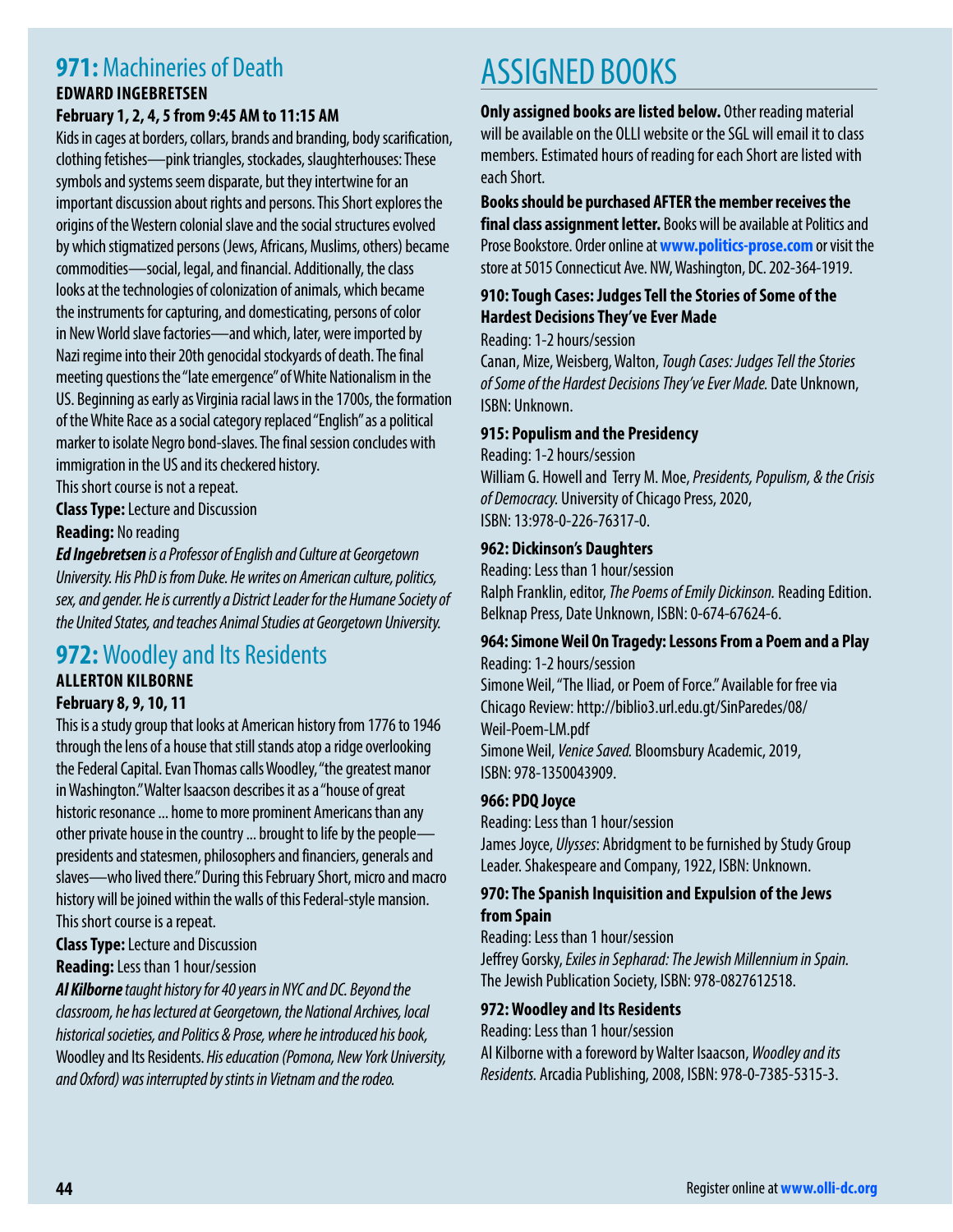## 971: Machineries of Death

**EDWARD INGEBRETSEN**

**February 1, 2, 4, 5 from 9:45 AM to 11:15 AM**

Kids in cages at borders, collars, brands and branding, body scarification, clothing fetishes—pink triangles, stockades, slaughterhouses: These symbols and systems seem disparate, but they intertwine for an important discussion about rights and persons. This Short explores the origins of the Western colonial slave and the social structures evolved by which stigmatized persons (Jews, Africans, Muslims, others) became commodities—social, legal, and financial. Additionally, the class looks at the technologies of colonization of animals, which became the instruments for capturing, and domesticating, persons of color in New World slave factories—and which, later, were imported by Nazi regime into their 20th genocidal stockyards of death. The final meeting questions the "late emergence" of White Nationalism in the US. Beginning as early as Virginia racial laws in the 1700s, the formation of the White Race as a social category replaced "English" as a political marker to isolate Negro bond-slaves. The final session concludes with immigration in the US and its checkered history.

This short course is not a repeat.

**Class Type:** Lecture and Discussion

**Reading:** No reading

***Ed Ingebretsen*** *is a Professor of English and Culture at Georgetown University. His PhD is from Duke. He writes on American culture, politics, sex, and gender. He is currently a District Leader for the Humane Society of the United States, and teaches Animal Studies at Georgetown University.*

## 972: Woodley and Its Residents

**ALLERTON KILBORNE**

**February 8, 9, 10, 11**

This is a study group that looks at American history from 1776 to 1946 through the lens of a house that still stands atop a ridge overlooking the Federal Capital. Evan Thomas calls Woodley, "the greatest manor in Washington." Walter Isaacson describes it as a "house of great historic resonance ... home to more prominent Americans than any other private house in the country ... brought to life by the people—presidents and statesmen, philosophers and financiers, generals and slaves—who lived there." During this February Short, micro and macro history will be joined within the walls of this Federal-style mansion.

This short course is a repeat.

**Class Type:** Lecture and Discussion

**Reading:** Less than 1 hour/session

***Al Kilborne*** *taught history for 40 years in NYC and DC. Beyond the classroom, he has lectured at Georgetown, the National Archives, local historical societies, and Politics & Prose, where he introduced his book,* Woodley and Its Residents. *His education (Pomona, New York University, and Oxford) was interrupted by stints in Vietnam and the rodeo.*

# ASSIGNED BOOKS

**Only assigned books are listed below.** Other reading material will be available on the OLLI website or the SGL will email it to class members. Estimated hours of reading for each Short are listed with each Short.

**Books should be purchased AFTER the member receives the final class assignment letter.** Books will be available at Politics and Prose Bookstore. Order online at **www.politics-prose.com** or visit the store at 5015 Connecticut Ave. NW, Washington, DC. 202-364-1919.

### 910: Tough Cases: Judges Tell the Stories of Some of the Hardest Decisions They've Ever Made

Reading: 1-2 hours/session

Canan, Mize, Weisberg, Walton, *Tough Cases: Judges Tell the Stories of Some of the Hardest Decisions They've Ever Made.* Date Unknown, ISBN: Unknown.

### 915: Populism and the Presidency

Reading: 1-2 hours/session

William G. Howell and Terry M. Moe, *Presidents, Populism, & the Crisis of Democracy.* University of Chicago Press, 2020, ISBN: 13:978-0-226-76317-0.

### 962: Dickinson's Daughters

Reading: Less than 1 hour/session

Ralph Franklin, editor, *The Poems of Emily Dickinson.* Reading Edition. Belknap Press, Date Unknown, ISBN: 0-674-67624-6.

### 964: Simone Weil On Tragedy: Lessons From a Poem and a Play

Reading: 1-2 hours/session

Simone Weil, "The Iliad, or Poem of Force." Available for free via Chicago Review: http://biblio3.url.edu.gt/SinParedes/08/Weil-Poem-LM.pdf

Simone Weil, *Venice Saved.* Bloomsbury Academic, 2019, ISBN: 978-1350043909.

### 966: PDQ Joyce

Reading: Less than 1 hour/session

James Joyce, *Ulysses*: Abridgment to be furnished by Study Group Leader. Shakespeare and Company, 1922, ISBN: Unknown.

### 970: The Spanish Inquisition and Expulsion of the Jews from Spain

Reading: Less than 1 hour/session

Jeffrey Gorsky, *Exiles in Sepharad: The Jewish Millennium in Spain.* The Jewish Publication Society, ISBN: 978-0827612518.

### 972: Woodley and Its Residents

Reading: Less than 1 hour/session

Al Kilborne with a foreword by Walter Isaacson, *Woodley and its Residents.* Arcadia Publishing, 2008, ISBN: 978-0-7385-5315-3.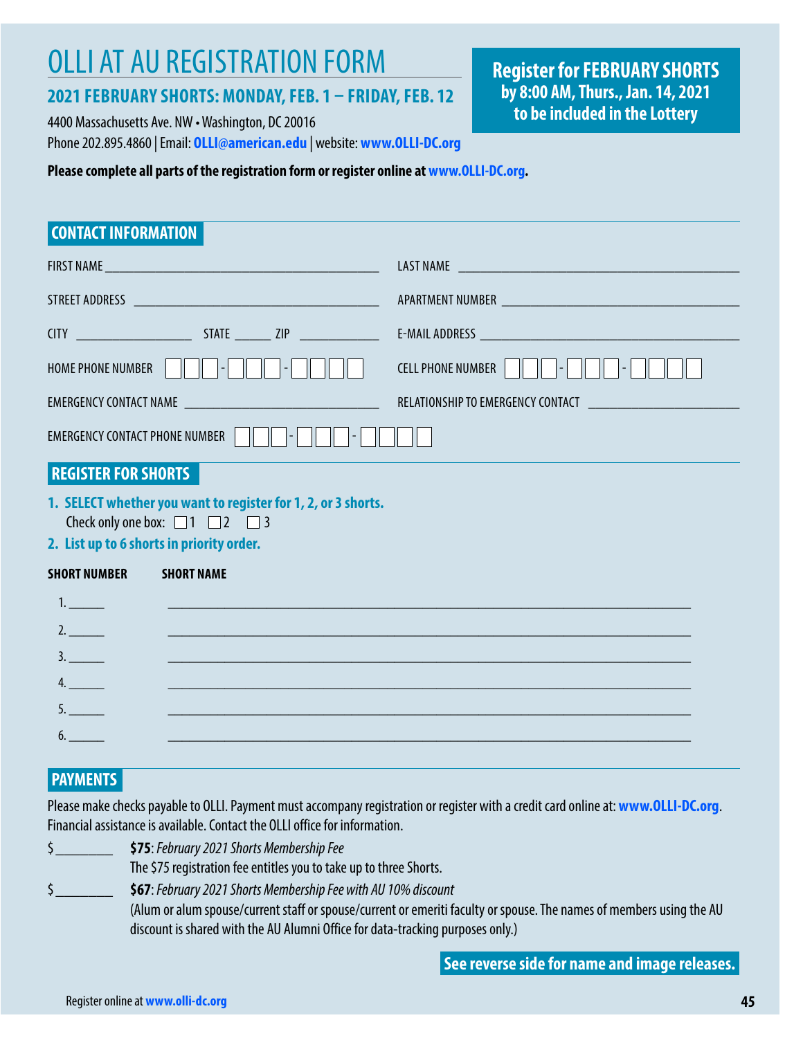# OLLI AT AU REGISTRATION FORM

## 2021 FEBRUARY SHORTS: MONDAY, FEB. 1 – FRIDAY, FEB. 12

4400 Massachusetts Ave. NW • Washington, DC 20016

Phone 202.895.4860 | Email: **OLLI@american.edu** | website: **www.OLLI-DC.org**

**Register for FEBRUARY SHORTS by 8:00 AM, Thurs., Jan. 14, 2021 to be included in the Lottery**

**Please complete all parts of the registration form or register online at www.OLLI-DC.org.**

## CONTACT INFORMATION

FIRST NAME ____________________ LAST NAME ____________________

STREET ADDRESS ____________________ APARTMENT NUMBER ____________________

CITY __________ STATE ______ ZIP __________ E-MAIL ADDRESS ____________________

HOME PHONE NUMBER ☐☐☐-☐☐☐-☐☐☐☐ CELL PHONE NUMBER ☐☐☐-☐☐☐-☐☐☐☐

EMERGENCY CONTACT NAME ____________________ RELATIONSHIP TO EMERGENCY CONTACT ____________________

EMERGENCY CONTACT PHONE NUMBER ☐☐☐-☐☐☐-☐☐☐☐

## REGISTER FOR SHORTS

1. **SELECT whether you want to register for 1, 2, or 3 shorts.**
   Check only one box: ☐ 1 ☐ 2 ☐ 3
2. **List up to 6 shorts in priority order.**

| SHORT NUMBER | SHORT NAME |
|---|---|
| 1. ______ | ____________________ |
| 2. ______ | ____________________ |
| 3. ______ | ____________________ |
| 4. ______ | ____________________ |
| 5. ______ | ____________________ |
| 6. ______ | ____________________ |

## PAYMENTS

Please make checks payable to OLLI. Payment must accompany registration or register with a credit card online at: **www.OLLI-DC.org**. Financial assistance is available. Contact the OLLI office for information.

$ ________ **$75**: *February 2021 Shorts Membership Fee*
The $75 registration fee entitles you to take up to three Shorts.

$ ________ **$67**: *February 2021 Shorts Membership Fee with AU 10% discount*
(Alum or alum spouse/current staff or spouse/current or emeriti faculty or spouse. The names of members using the AU discount is shared with the AU Alumni Office for data-tracking purposes only.)

**See reverse side for name and image releases.**

Register online at **www.olli-dc.org**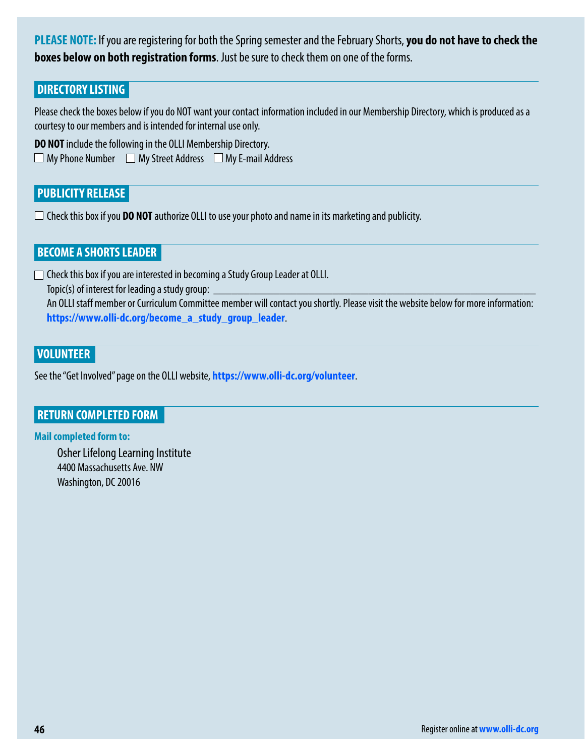**PLEASE NOTE:** If you are registering for both the Spring semester and the February Shorts, **you do not have to check the boxes below on both registration forms**. Just be sure to check them on one of the forms.

## DIRECTORY LISTING

Please check the boxes below if you do NOT want your contact information included in our Membership Directory, which is produced as a courtesy to our members and is intended for internal use only.

**DO NOT** include the following in the OLLI Membership Directory.

☐ My Phone Number ☐ My Street Address ☐ My E-mail Address

## PUBLICITY RELEASE

☐ Check this box if you **DO NOT** authorize OLLI to use your photo and name in its marketing and publicity.

## BECOME A SHORTS LEADER

☐ Check this box if you are interested in becoming a Study Group Leader at OLLI.

Topic(s) of interest for leading a study group: ________________________________________________

An OLLI staff member or Curriculum Committee member will contact you shortly. Please visit the website below for more information: **https://www.olli-dc.org/become_a_study_group_leader**.

## VOLUNTEER

See the "Get Involved" page on the OLLI website, **https://www.olli-dc.org/volunteer**.

## RETURN COMPLETED FORM

**Mail completed form to:**

Osher Lifelong Learning Institute
4400 Massachusetts Ave. NW
Washington, DC 20016